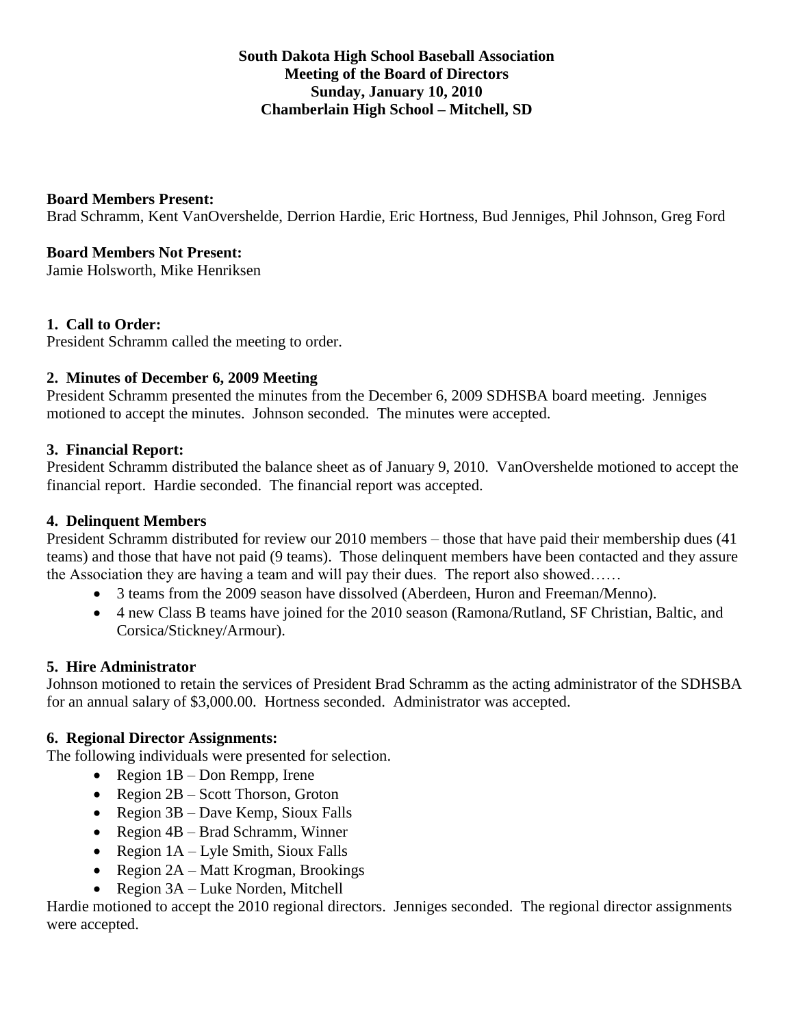**South Dakota High School Baseball Association**
**Meeting of the Board of Directors**
**Sunday, January 10, 2010**
**Chamberlain High School – Mitchell, SD**

**Board Members Present:**
Brad Schramm, Kent VanOvershelde, Derrion Hardie, Eric Hortness, Bud Jenniges, Phil Johnson, Greg Ford

**Board Members Not Present:**
Jamie Holsworth, Mike Henriksen

**1. Call to Order:**
President Schramm called the meeting to order.

**2. Minutes of December 6, 2009 Meeting**
President Schramm presented the minutes from the December 6, 2009 SDHSBA board meeting. Jenniges motioned to accept the minutes. Johnson seconded. The minutes were accepted.

**3. Financial Report:**
President Schramm distributed the balance sheet as of January 9, 2010. VanOvershelde motioned to accept the financial report. Hardie seconded. The financial report was accepted.

**4. Delinquent Members**
President Schramm distributed for review our 2010 members – those that have paid their membership dues (41 teams) and those that have not paid (9 teams). Those delinquent members have been contacted and they assure the Association they are having a team and will pay their dues. The report also showed……

- 3 teams from the 2009 season have dissolved (Aberdeen, Huron and Freeman/Menno).
- 4 new Class B teams have joined for the 2010 season (Ramona/Rutland, SF Christian, Baltic, and Corsica/Stickney/Armour).

**5. Hire Administrator**
Johnson motioned to retain the services of President Brad Schramm as the acting administrator of the SDHSBA for an annual salary of $3,000.00. Hortness seconded. Administrator was accepted.

**6. Regional Director Assignments:**
The following individuals were presented for selection.

- Region 1B – Don Rempp, Irene
- Region 2B – Scott Thorson, Groton
- Region 3B – Dave Kemp, Sioux Falls
- Region 4B – Brad Schramm, Winner
- Region 1A – Lyle Smith, Sioux Falls
- Region 2A – Matt Krogman, Brookings
- Region 3A – Luke Norden, Mitchell

Hardie motioned to accept the 2010 regional directors. Jenniges seconded. The regional director assignments were accepted.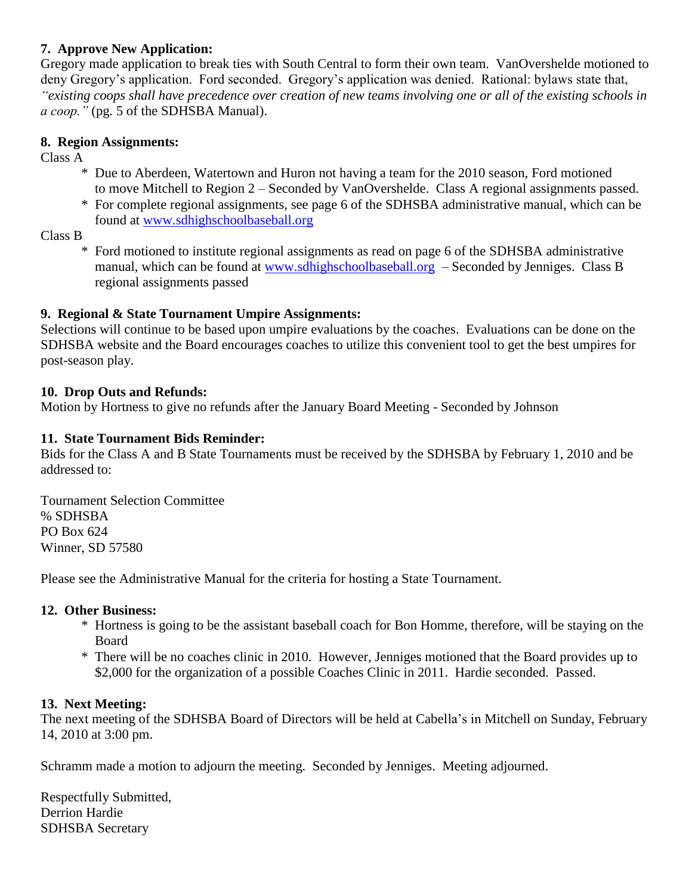**7. Approve New Application:**
Gregory made application to break ties with South Central to form their own team. VanOvershelde motioned to deny Gregory's application. Ford seconded. Gregory's application was denied. Rational: bylaws state that, *"existing coops shall have precedence over creation of new teams involving one or all of the existing schools in a coop."* (pg. 5 of the SDHSBA Manual).

**8. Region Assignments:**

Class A

* Due to Aberdeen, Watertown and Huron not having a team for the 2010 season, Ford motioned to move Mitchell to Region 2 – Seconded by VanOvershelde. Class A regional assignments passed.
* For complete regional assignments, see page 6 of the SDHSBA administrative manual, which can be found at www.sdhighschoolbaseball.org

Class B

* Ford motioned to institute regional assignments as read on page 6 of the SDHSBA administrative manual, which can be found at www.sdhighschoolbaseball.org – Seconded by Jenniges. Class B regional assignments passed

**9. Regional & State Tournament Umpire Assignments:**
Selections will continue to be based upon umpire evaluations by the coaches. Evaluations can be done on the SDHSBA website and the Board encourages coaches to utilize this convenient tool to get the best umpires for post-season play.

**10. Drop Outs and Refunds:**
Motion by Hortness to give no refunds after the January Board Meeting - Seconded by Johnson

**11. State Tournament Bids Reminder:**
Bids for the Class A and B State Tournaments must be received by the SDHSBA by February 1, 2010 and be addressed to:

Tournament Selection Committee
% SDHSBA
PO Box 624
Winner, SD 57580

Please see the Administrative Manual for the criteria for hosting a State Tournament.

**12. Other Business:**

* Hortness is going to be the assistant baseball coach for Bon Homme, therefore, will be staying on the Board
* There will be no coaches clinic in 2010. However, Jenniges motioned that the Board provides up to $2,000 for the organization of a possible Coaches Clinic in 2011. Hardie seconded. Passed.

**13. Next Meeting:**
The next meeting of the SDHSBA Board of Directors will be held at Cabella's in Mitchell on Sunday, February 14, 2010 at 3:00 pm.

Schramm made a motion to adjourn the meeting. Seconded by Jenniges. Meeting adjourned.

Respectfully Submitted,
Derrion Hardie
SDHSBA Secretary